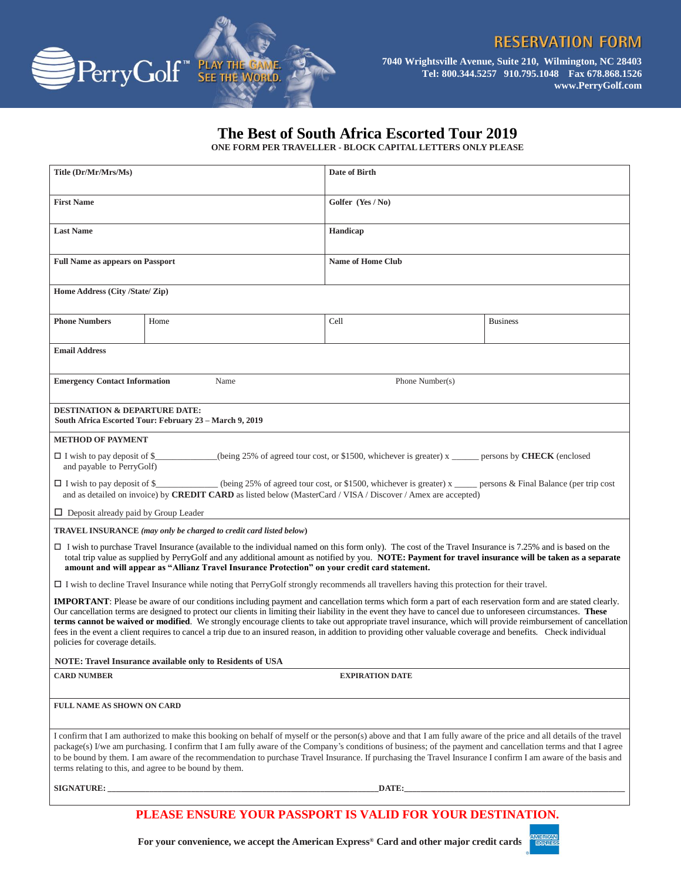PerryGolf™ PLAY THE GAME. SEE THE WORLD.

## RESERVATION FORM

**7040 Wrightsville Avenue, Suite 210, Wilmington, NC 28403**
**Tel: 800.344.5257 910.795.1048 Fax 678.868.1526**
**www.PerryGolf.com**

# The Best of South Africa Escorted Tour 2019

**ONE FORM PER TRAVELLER - BLOCK CAPITAL LETTERS ONLY PLEASE**

| | | | |
|---|---|---|---|
| **Title (Dr/Mr/Mrs/Ms)** | | **Date of Birth** | |
| **First Name** | | **Golfer (Yes / No)** | |
| **Last Name** | | **Handicap** | |
| **Full Name as appears on Passport** | | **Name of Home Club** | |
| **Home Address (City /State/ Zip)** | | | |
| **Phone Numbers** | Home | Cell | Business |
| **Email Address** | | | |
| **Emergency Contact Information** | Name | Phone Number(s) | |

**DESTINATION & DEPARTURE DATE:**
**South Africa Escorted Tour: February 23 – March 9, 2019**

**METHOD OF PAYMENT**

☐ I wish to pay deposit of $_____________(being 25% of agreed tour cost, or $1500, whichever is greater) x ______ persons by **CHECK** (enclosed and payable to PerryGolf)

☐ I wish to pay deposit of $_____________ (being 25% of agreed tour cost, or $1500, whichever is greater) x _____ persons & Final Balance (per trip cost and as detailed on invoice) by **CREDIT CARD** as listed below (MasterCard / VISA / Discover / Amex are accepted)

☐ Deposit already paid by Group Leader

**TRAVEL INSURANCE** ***(may only be charged to credit card listed below)***

☐ I wish to purchase Travel Insurance (available to the individual named on this form only). The cost of the Travel Insurance is 7.25% and is based on the total trip value as supplied by PerryGolf and any additional amount as notified by you. **NOTE: Payment for travel insurance will be taken as a separate amount and will appear as "Allianz Travel Insurance Protection" on your credit card statement.**

☐ I wish to decline Travel Insurance while noting that PerryGolf strongly recommends all travellers having this protection for their travel.

**IMPORTANT**: Please be aware of our conditions including payment and cancellation terms which form a part of each reservation form and are stated clearly. Our cancellation terms are designed to protect our clients in limiting their liability in the event they have to cancel due to unforeseen circumstances. **These terms cannot be waived or modified**. We strongly encourage clients to take out appropriate travel insurance, which will provide reimbursement of cancellation fees in the event a client requires to cancel a trip due to an insured reason, in addition to providing other valuable coverage and benefits. Check individual policies for coverage details.

**NOTE: Travel Insurance available only to Residents of USA**

| | |
|---|---|
| **CARD NUMBER** | **EXPIRATION DATE** |
| **FULL NAME AS SHOWN ON CARD** | |

I confirm that I am authorized to make this booking on behalf of myself or the person(s) above and that I am fully aware of the price and all details of the travel package(s) I/we am purchasing. I confirm that I am fully aware of the Company's conditions of business; of the payment and cancellation terms and that I agree to be bound by them. I am aware of the recommendation to purchase Travel Insurance. If purchasing the Travel Insurance I confirm I am aware of the basis and terms relating to this, and agree to be bound by them.

**SIGNATURE:** ____________________________________________ **DATE:** ______________________________________

**PLEASE ENSURE YOUR PASSPORT IS VALID FOR YOUR DESTINATION.**

**For your convenience, we accept the American Express® Card and other major credit cards**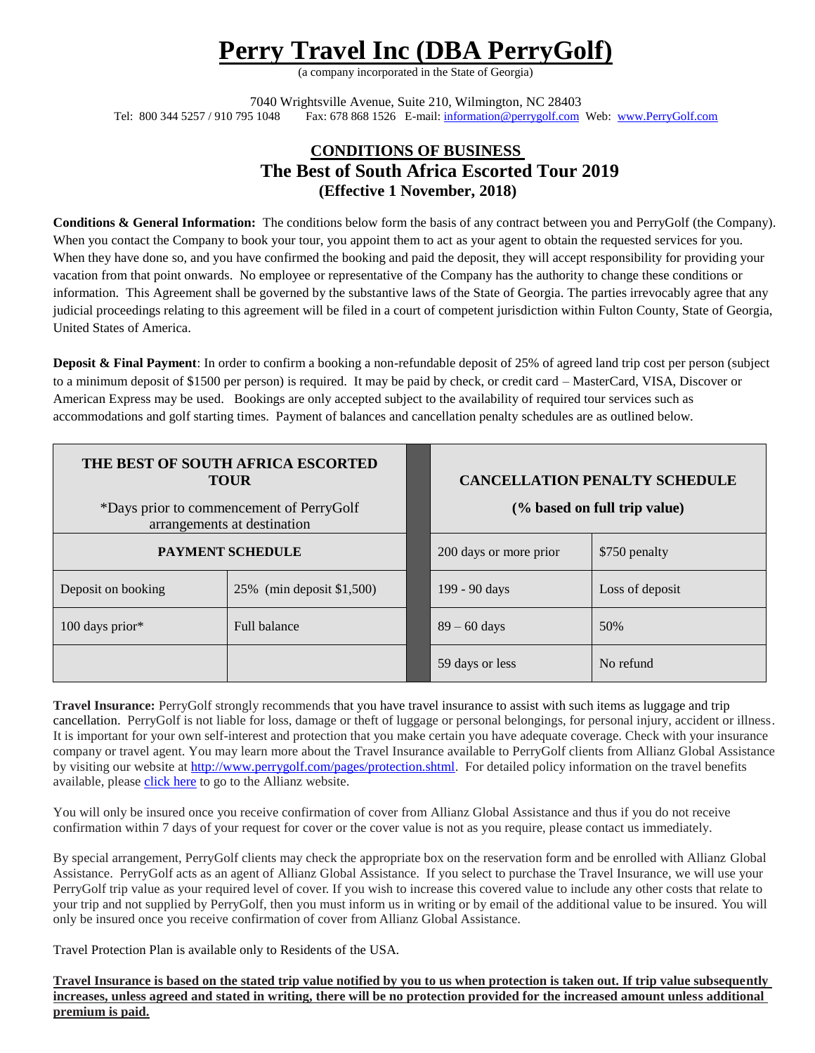# Perry Travel Inc (DBA PerryGolf)

(a company incorporated in the State of Georgia)

7040 Wrightsville Avenue, Suite 210, Wilmington, NC 28403
Tel: 800 344 5257 / 910 795 1048 Fax: 678 868 1526 E-mail: information@perrygolf.com Web: www.PerryGolf.com

## CONDITIONS OF BUSINESS
## The Best of South Africa Escorted Tour 2019
### (Effective 1 November, 2018)

**Conditions & General Information:** The conditions below form the basis of any contract between you and PerryGolf (the Company). When you contact the Company to book your tour, you appoint them to act as your agent to obtain the requested services for you. When they have done so, and you have confirmed the booking and paid the deposit, they will accept responsibility for providing your vacation from that point onwards. No employee or representative of the Company has the authority to change these conditions or information. This Agreement shall be governed by the substantive laws of the State of Georgia. The parties irrevocably agree that any judicial proceedings relating to this agreement will be filed in a court of competent jurisdiction within Fulton County, State of Georgia, United States of America.

**Deposit & Final Payment**: In order to confirm a booking a non-refundable deposit of 25% of agreed land trip cost per person (subject to a minimum deposit of $1500 per person) is required. It may be paid by check, or credit card – MasterCard, VISA, Discover or American Express may be used. Bookings are only accepted subject to the availability of required tour services such as accommodations and golf starting times. Payment of balances and cancellation penalty schedules are as outlined below.

| THE BEST OF SOUTH AFRICA ESCORTED TOUR<br>*Days prior to commencement of PerryGolf arrangements at destination | | CANCELLATION PENALTY SCHEDULE<br>(% based on full trip value) | |
|---|---|---|---|
| **PAYMENT SCHEDULE** | | 200 days or more prior | $750 penalty |
| Deposit on booking | 25% (min deposit $1,500) | 199 - 90 days | Loss of deposit |
| 100 days prior* | Full balance | 89 – 60 days | 50% |
| | | 59 days or less | No refund |

**Travel Insurance:** PerryGolf strongly recommends that you have travel insurance to assist with such items as luggage and trip cancellation. PerryGolf is not liable for loss, damage or theft of luggage or personal belongings, for personal injury, accident or illness. It is important for your own self-interest and protection that you make certain you have adequate coverage. Check with your insurance company or travel agent. You may learn more about the Travel Insurance available to PerryGolf clients from Allianz Global Assistance by visiting our website at http://www.perrygolf.com/pages/protection.shtml. For detailed policy information on the travel benefits available, please click here to go to the Allianz website.

You will only be insured once you receive confirmation of cover from Allianz Global Assistance and thus if you do not receive confirmation within 7 days of your request for cover or the cover value is not as you require, please contact us immediately.

By special arrangement, PerryGolf clients may check the appropriate box on the reservation form and be enrolled with Allianz Global Assistance. PerryGolf acts as an agent of Allianz Global Assistance. If you select to purchase the Travel Insurance, we will use your PerryGolf trip value as your required level of cover. If you wish to increase this covered value to include any other costs that relate to your trip and not supplied by PerryGolf, then you must inform us in writing or by email of the additional value to be insured. You will only be insured once you receive confirmation of cover from Allianz Global Assistance.

Travel Protection Plan is available only to Residents of the USA.

**Travel Insurance is based on the stated trip value notified by you to us when protection is taken out. If trip value subsequently increases, unless agreed and stated in writing, there will be no protection provided for the increased amount unless additional premium is paid.**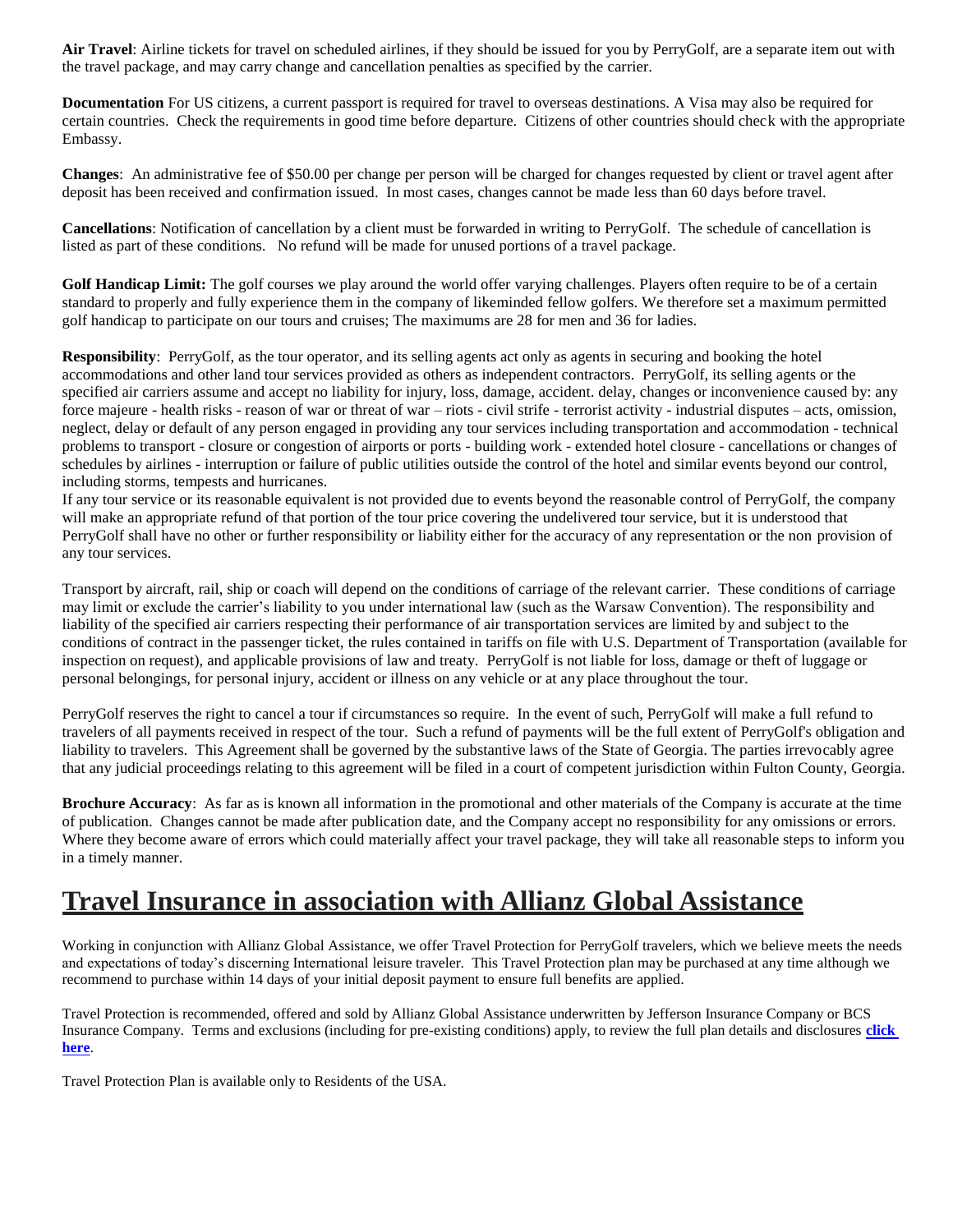**Air Travel**: Airline tickets for travel on scheduled airlines, if they should be issued for you by PerryGolf, are a separate item out with the travel package, and may carry change and cancellation penalties as specified by the carrier.

**Documentation** For US citizens, a current passport is required for travel to overseas destinations. A Visa may also be required for certain countries. Check the requirements in good time before departure. Citizens of other countries should check with the appropriate Embassy.

**Changes**: An administrative fee of $50.00 per change per person will be charged for changes requested by client or travel agent after deposit has been received and confirmation issued. In most cases, changes cannot be made less than 60 days before travel.

**Cancellations**: Notification of cancellation by a client must be forwarded in writing to PerryGolf. The schedule of cancellation is listed as part of these conditions. No refund will be made for unused portions of a travel package.

**Golf Handicap Limit:** The golf courses we play around the world offer varying challenges. Players often require to be of a certain standard to properly and fully experience them in the company of likeminded fellow golfers. We therefore set a maximum permitted golf handicap to participate on our tours and cruises; The maximums are 28 for men and 36 for ladies.

**Responsibility**: PerryGolf, as the tour operator, and its selling agents act only as agents in securing and booking the hotel accommodations and other land tour services provided as others as independent contractors. PerryGolf, its selling agents or the specified air carriers assume and accept no liability for injury, loss, damage, accident. delay, changes or inconvenience caused by: any force majeure - health risks - reason of war or threat of war – riots - civil strife - terrorist activity - industrial disputes – acts, omission, neglect, delay or default of any person engaged in providing any tour services including transportation and accommodation - technical problems to transport - closure or congestion of airports or ports - building work - extended hotel closure - cancellations or changes of schedules by airlines - interruption or failure of public utilities outside the control of the hotel and similar events beyond our control, including storms, tempests and hurricanes.
If any tour service or its reasonable equivalent is not provided due to events beyond the reasonable control of PerryGolf, the company will make an appropriate refund of that portion of the tour price covering the undelivered tour service, but it is understood that PerryGolf shall have no other or further responsibility or liability either for the accuracy of any representation or the non provision of any tour services.

Transport by aircraft, rail, ship or coach will depend on the conditions of carriage of the relevant carrier. These conditions of carriage may limit or exclude the carrier's liability to you under international law (such as the Warsaw Convention). The responsibility and liability of the specified air carriers respecting their performance of air transportation services are limited by and subject to the conditions of contract in the passenger ticket, the rules contained in tariffs on file with U.S. Department of Transportation (available for inspection on request), and applicable provisions of law and treaty. PerryGolf is not liable for loss, damage or theft of luggage or personal belongings, for personal injury, accident or illness on any vehicle or at any place throughout the tour.

PerryGolf reserves the right to cancel a tour if circumstances so require. In the event of such, PerryGolf will make a full refund to travelers of all payments received in respect of the tour. Such a refund of payments will be the full extent of PerryGolf's obligation and liability to travelers. This Agreement shall be governed by the substantive laws of the State of Georgia. The parties irrevocably agree that any judicial proceedings relating to this agreement will be filed in a court of competent jurisdiction within Fulton County, Georgia.

**Brochure Accuracy**: As far as is known all information in the promotional and other materials of the Company is accurate at the time of publication. Changes cannot be made after publication date, and the Company accept no responsibility for any omissions or errors. Where they become aware of errors which could materially affect your travel package, they will take all reasonable steps to inform you in a timely manner.

# Travel Insurance in association with Allianz Global Assistance

Working in conjunction with Allianz Global Assistance, we offer Travel Protection for PerryGolf travelers, which we believe meets the needs and expectations of today's discerning International leisure traveler. This Travel Protection plan may be purchased at any time although we recommend to purchase within 14 days of your initial deposit payment to ensure full benefits are applied.

Travel Protection is recommended, offered and sold by Allianz Global Assistance underwritten by Jefferson Insurance Company or BCS Insurance Company. Terms and exclusions (including for pre-existing conditions) apply, to review the full plan details and disclosures **click here**.

Travel Protection Plan is available only to Residents of the USA.